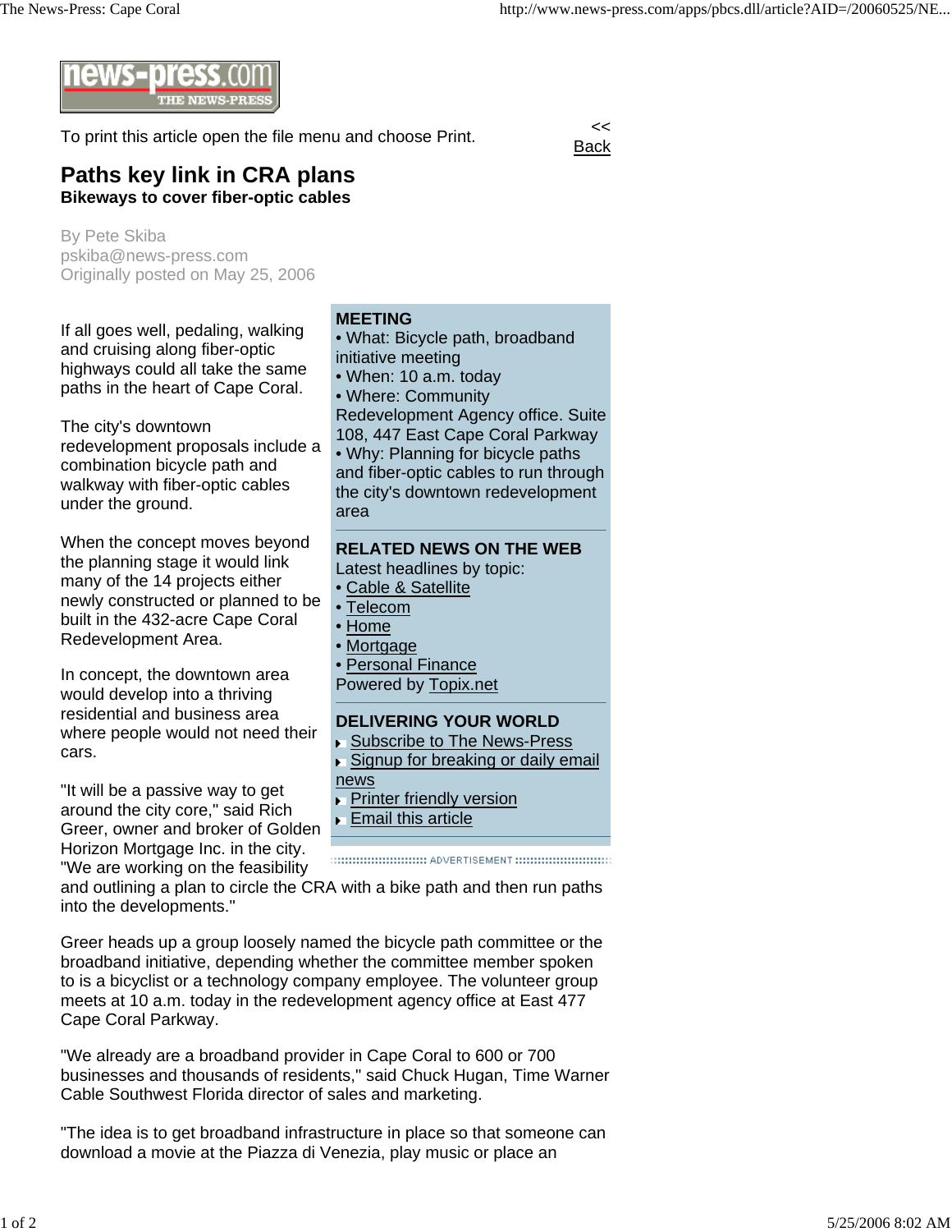To print this article open the file menu and choose Print.

<< Back

# Paths key link in CRA plans

**Bikeways to cover fiber-optic cables**

By Pete Skiba
pskiba@news-press.com
Originally posted on May 25, 2006

If all goes well, pedaling, walking and cruising along fiber-optic highways could all take the same paths in the heart of Cape Coral.

The city's downtown redevelopment proposals include a combination bicycle path and walkway with fiber-optic cables under the ground.

When the concept moves beyond the planning stage it would link many of the 14 projects either newly constructed or planned to be built in the 432-acre Cape Coral Redevelopment Area.

In concept, the downtown area would develop into a thriving residential and business area where people would not need their cars.

"It will be a passive way to get around the city core," said Rich Greer, owner and broker of Golden Horizon Mortgage Inc. in the city. "We are working on the feasibility and outlining a plan to circle the CRA with a bike path and then run paths into the developments."

Greer heads up a group loosely named the bicycle path committee or the broadband initiative, depending whether the committee member spoken to is a bicyclist or a technology company employee. The volunteer group meets at 10 a.m. today in the redevelopment agency office at East 477 Cape Coral Parkway.

"We already are a broadband provider in Cape Coral to 600 or 700 businesses and thousands of residents," said Chuck Hugan, Time Warner Cable Southwest Florida director of sales and marketing.

"The idea is to get broadband infrastructure in place so that someone can download a movie at the Piazza di Venezia, play music or place an

**MEETING**

- What: Bicycle path, broadband initiative meeting
- When: 10 a.m. today
- Where: Community Redevelopment Agency office. Suite 108, 447 East Cape Coral Parkway
- Why: Planning for bicycle paths and fiber-optic cables to run through the city's downtown redevelopment area

**RELATED NEWS ON THE WEB**

Latest headlines by topic:

- Cable & Satellite
- Telecom
- Home
- Mortgage
- Personal Finance

Powered by Topix.net

**DELIVERING YOUR WORLD**

- Subscribe to The News-Press
- Signup for breaking or daily email news
- Printer friendly version
- Email this article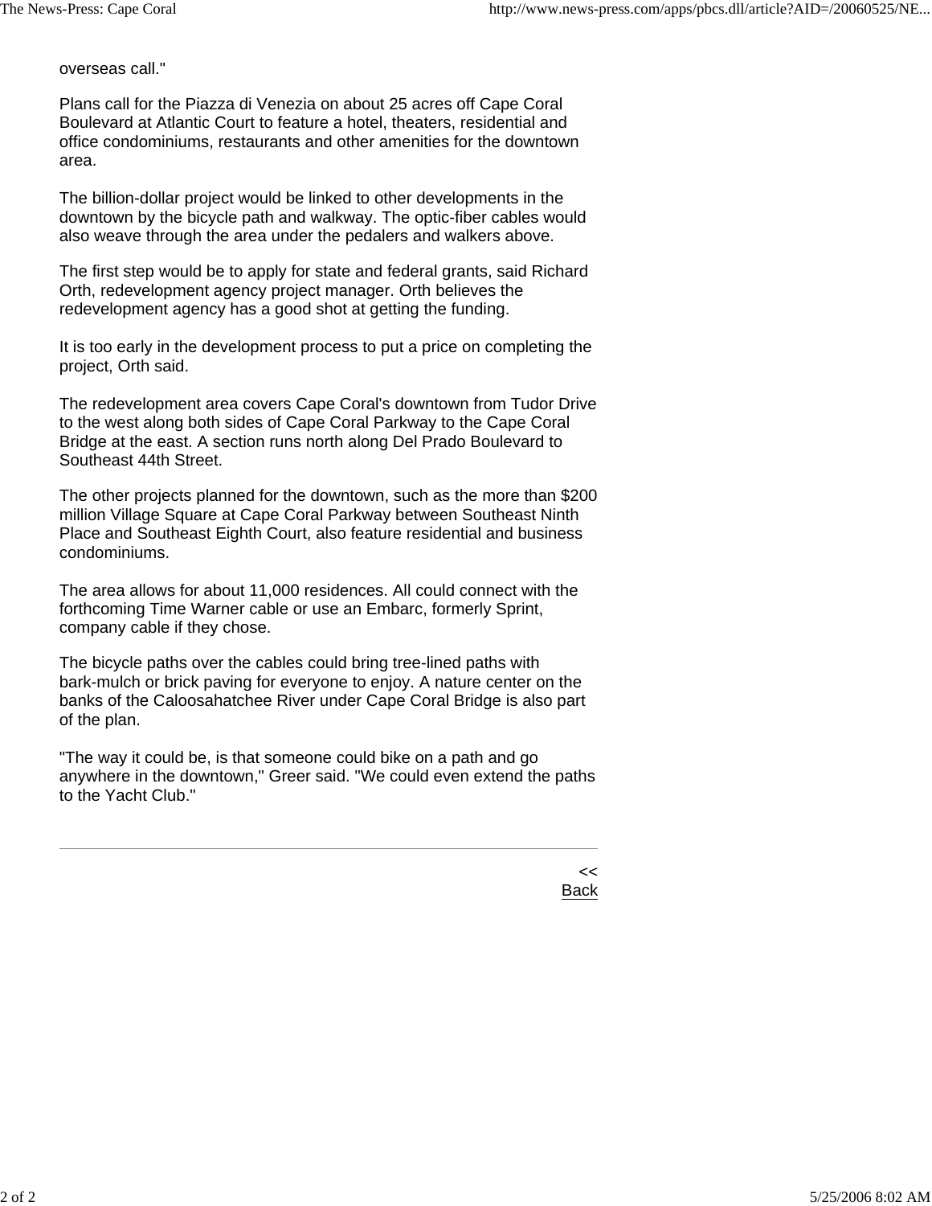overseas call."

Plans call for the Piazza di Venezia on about 25 acres off Cape Coral Boulevard at Atlantic Court to feature a hotel, theaters, residential and office condominiums, restaurants and other amenities for the downtown area.

The billion-dollar project would be linked to other developments in the downtown by the bicycle path and walkway. The optic-fiber cables would also weave through the area under the pedalers and walkers above.

The first step would be to apply for state and federal grants, said Richard Orth, redevelopment agency project manager. Orth believes the redevelopment agency has a good shot at getting the funding.

It is too early in the development process to put a price on completing the project, Orth said.

The redevelopment area covers Cape Coral's downtown from Tudor Drive to the west along both sides of Cape Coral Parkway to the Cape Coral Bridge at the east. A section runs north along Del Prado Boulevard to Southeast 44th Street.

The other projects planned for the downtown, such as the more than $200 million Village Square at Cape Coral Parkway between Southeast Ninth Place and Southeast Eighth Court, also feature residential and business condominiums.

The area allows for about 11,000 residences. All could connect with the forthcoming Time Warner cable or use an Embarc, formerly Sprint, company cable if they chose.

The bicycle paths over the cables could bring tree-lined paths with bark-mulch or brick paving for everyone to enjoy. A nature center on the banks of the Caloosahatchee River under Cape Coral Bridge is also part of the plan.

"The way it could be, is that someone could bike on a path and go anywhere in the downtown," Greer said. "We could even extend the paths to the Yacht Club."

---

<< Back